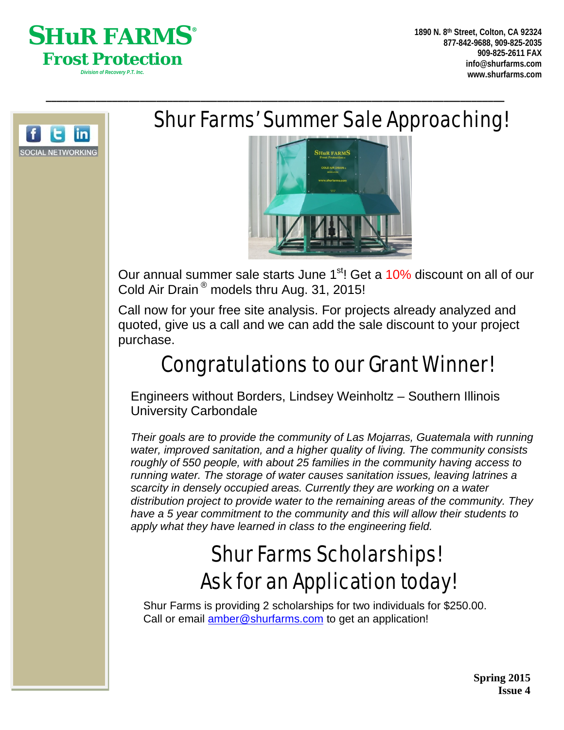**SHuR FARMS®**
**Frost Protection**
*Division of Recovery P.T. Inc.*

1890 N. 8th Street, Colton, CA 92324
877-842-9688, 909-825-2035
909-825-2611 FAX
info@shurfarms.com
www.shurfarms.com

SOCIAL NETWORKING

# Shur Farms' Summer Sale Approaching!

Our annual summer sale starts June 1st! Get a 10% discount on all of our Cold Air Drain ® models thru Aug. 31, 2015!

Call now for your free site analysis. For projects already analyzed and quoted, give us a call and we can add the sale discount to your project purchase.

# Congratulations to our Grant Winner!

Engineers without Borders, Lindsey Weinholtz – Southern Illinois University Carbondale

*Their goals are to provide the community of Las Mojarras, Guatemala with running water, improved sanitation, and a higher quality of living. The community consists roughly of 550 people, with about 25 families in the community having access to running water. The storage of water causes sanitation issues, leaving latrines a scarcity in densely occupied areas. Currently they are working on a water distribution project to provide water to the remaining areas of the community. They have a 5 year commitment to the community and this will allow their students to apply what they have learned in class to the engineering field.*

# Shur Farms Scholarships! Ask for an Application today!

Shur Farms is providing 2 scholarships for two individuals for $250.00. Call or email amber@shurfarms.com to get an application!

**Spring 2015**
**Issue 4**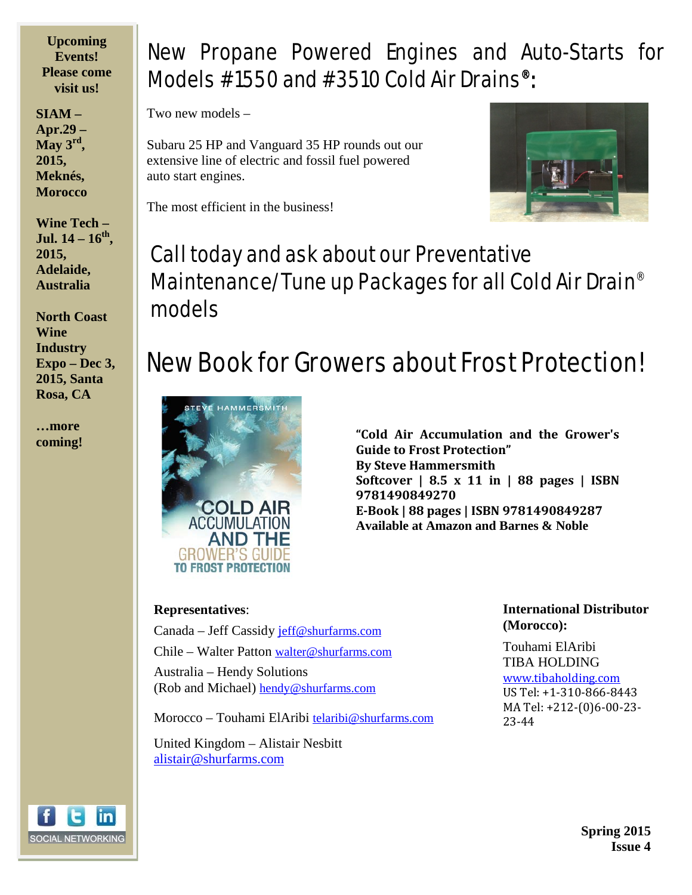**Upcoming Events! Please come visit us!**

**SIAM – Apr.29 – May 3rd, 2015, Meknés, Morocco**

**Wine Tech – Jul. 14 – 16th, 2015, Adelaide, Australia**

**North Coast Wine Industry Expo – Dec 3, 2015, Santa Rosa, CA**

**…more coming!**

# New Propane Powered Engines and Auto-Starts for Models #1550 and #3510 Cold Air Drains®:

Two new models –

Subaru 25 HP and Vanguard 35 HP rounds out our extensive line of electric and fossil fuel powered auto start engines.

The most efficient in the business!

## Call today and ask about our Preventative Maintenance/Tune up Packages for all Cold Air Drain® models

# New Book for Growers about Frost Protection!

STEVE HAMMERSMITH

COLD AIR ACCUMULATION AND THE GROWER'S GUIDE TO FROST PROTECTION

**"Cold Air Accumulation and the Grower's Guide to Frost Protection"**
**By Steve Hammersmith**
**Softcover | 8.5 x 11 in | 88 pages | ISBN 9781490849270**
**E-Book | 88 pages | ISBN 9781490849287**
**Available at Amazon and Barnes & Noble**

**Representatives**:

Canada – Jeff Cassidy jeff@shurfarms.com

Chile – Walter Patton walter@shurfarms.com

Australia – Hendy Solutions (Rob and Michael) hendy@shurfarms.com

Morocco – Touhami ElAribi telaribi@shurfarms.com

United Kingdom – Alistair Nesbitt alistair@shurfarms.com

**International Distributor (Morocco):**

Touhami ElAribi
TIBA HOLDING
www.tibaholding.com
US Tel: +1-310-866-8443
MA Tel: +212-(0)6-00-23-23-44

SOCIAL NETWORKING

**Spring 2015**
**Issue 4**